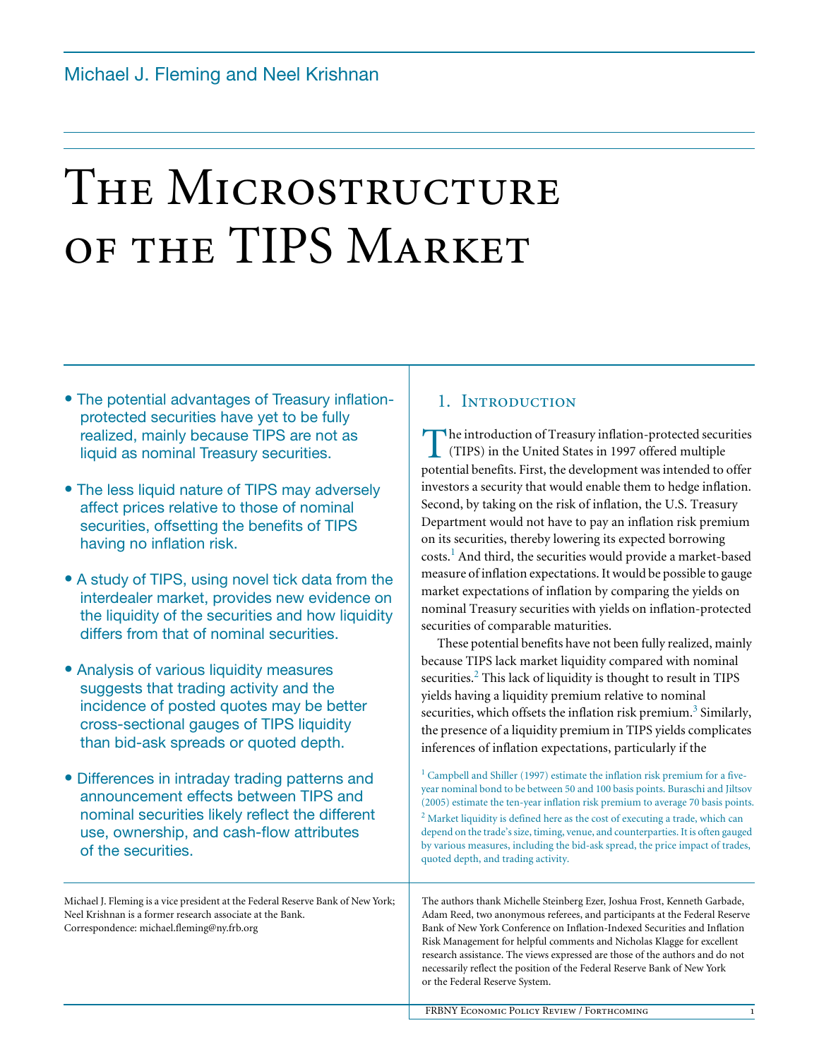Michael J. Fleming and Neel Krishnan

# The Microstructure of the TIPS Market

- The potential advantages of Treasury inflation-protected securities have yet to be fully realized, mainly because TIPS are not as liquid as nominal Treasury securities.
- The less liquid nature of TIPS may adversely affect prices relative to those of nominal securities, offsetting the benefits of TIPS having no inflation risk.
- A study of TIPS, using novel tick data from the interdealer market, provides new evidence on the liquidity of the securities and how liquidity differs from that of nominal securities.
- Analysis of various liquidity measures suggests that trading activity and the incidence of posted quotes may be better cross-sectional gauges of TIPS liquidity than bid-ask spreads or quoted depth.
- Differences in intraday trading patterns and announcement effects between TIPS and nominal securities likely reflect the different use, ownership, and cash-flow attributes of the securities.

Michael J. Fleming is a vice president at the Federal Reserve Bank of New York; Neel Krishnan is a former research associate at the Bank.
Correspondence: michael.fleming@ny.frb.org

## 1. Introduction

The introduction of Treasury inflation-protected securities (TIPS) in the United States in 1997 offered multiple potential benefits. First, the development was intended to offer investors a security that would enable them to hedge inflation. Second, by taking on the risk of inflation, the U.S. Treasury Department would not have to pay an inflation risk premium on its securities, thereby lowering its expected borrowing costs.[1] And third, the securities would provide a market-based measure of inflation expectations. It would be possible to gauge market expectations of inflation by comparing the yields on nominal Treasury securities with yields on inflation-protected securities of comparable maturities.

These potential benefits have not been fully realized, mainly because TIPS lack market liquidity compared with nominal securities.[2] This lack of liquidity is thought to result in TIPS yields having a liquidity premium relative to nominal securities, which offsets the inflation risk premium.[3] Similarly, the presence of a liquidity premium in TIPS yields complicates inferences of inflation expectations, particularly if the

[1] Campbell and Shiller (1997) estimate the inflation risk premium for a five-year nominal bond to be between 50 and 100 basis points. Buraschi and Jiltsov (2005) estimate the ten-year inflation risk premium to average 70 basis points.

[2] Market liquidity is defined here as the cost of executing a trade, which can depend on the trade's size, timing, venue, and counterparties. It is often gauged by various measures, including the bid-ask spread, the price impact of trades, quoted depth, and trading activity.

The authors thank Michelle Steinberg Ezer, Joshua Frost, Kenneth Garbade, Adam Reed, two anonymous referees, and participants at the Federal Reserve Bank of New York Conference on Inflation-Indexed Securities and Inflation Risk Management for helpful comments and Nicholas Klagge for excellent research assistance. The views expressed are those of the authors and do not necessarily reflect the position of the Federal Reserve Bank of New York or the Federal Reserve System.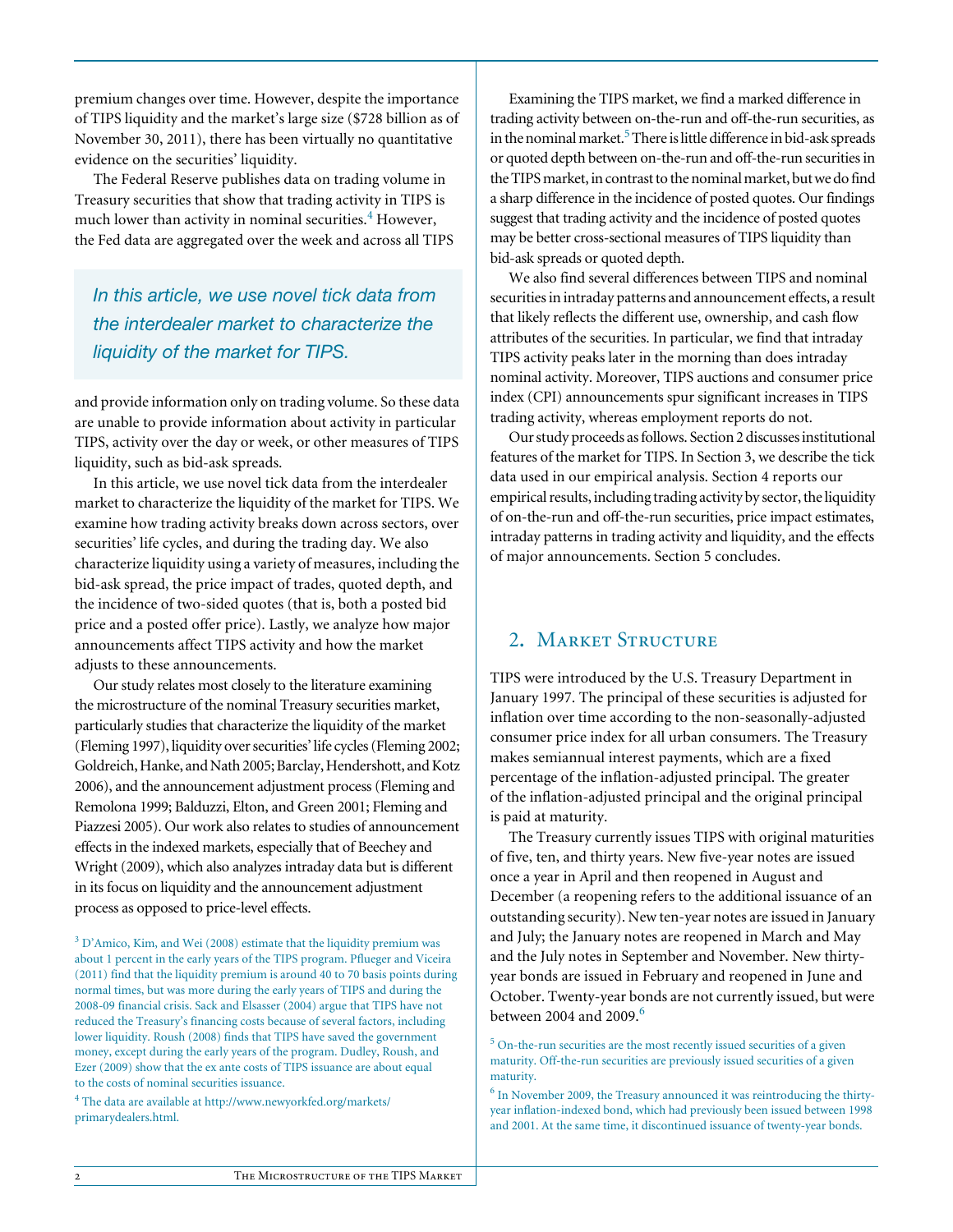premium changes over time. However, despite the importance of TIPS liquidity and the market's large size ($728 billion as of November 30, 2011), there has been virtually no quantitative evidence on the securities' liquidity.

The Federal Reserve publishes data on trading volume in Treasury securities that show that trading activity in TIPS is much lower than activity in nominal securities.[4] However, the Fed data are aggregated over the week and across all TIPS and provide information only on trading volume. So these data are unable to provide information about activity in particular TIPS, activity over the day or week, or other measures of TIPS liquidity, such as bid-ask spreads.

> *In this article, we use novel tick data from the interdealer market to characterize the liquidity of the market for TIPS.*

In this article, we use novel tick data from the interdealer market to characterize the liquidity of the market for TIPS. We examine how trading activity breaks down across sectors, over securities' life cycles, and during the trading day. We also characterize liquidity using a variety of measures, including the bid-ask spread, the price impact of trades, quoted depth, and the incidence of two-sided quotes (that is, both a posted bid price and a posted offer price). Lastly, we analyze how major announcements affect TIPS activity and how the market adjusts to these announcements.

Our study relates most closely to the literature examining the microstructure of the nominal Treasury securities market, particularly studies that characterize the liquidity of the market (Fleming 1997), liquidity over securities' life cycles (Fleming 2002; Goldreich, Hanke, and Nath 2005; Barclay, Hendershott, and Kotz 2006), and the announcement adjustment process (Fleming and Remolona 1999; Balduzzi, Elton, and Green 2001; Fleming and Piazzesi 2005). Our work also relates to studies of announcement effects in the indexed markets, especially that of Beechey and Wright (2009), which also analyzes intraday data but is different in its focus on liquidity and the announcement adjustment process as opposed to price-level effects.

Examining the TIPS market, we find a marked difference in trading activity between on-the-run and off-the-run securities, as in the nominal market.[5] There is little difference in bid-ask spreads or quoted depth between on-the-run and off-the-run securities in the TIPS market, in contrast to the nominal market, but we do find a sharp difference in the incidence of posted quotes. Our findings suggest that trading activity and the incidence of posted quotes may be better cross-sectional measures of TIPS liquidity than bid-ask spreads or quoted depth.

We also find several differences between TIPS and nominal securities in intraday patterns and announcement effects, a result that likely reflects the different use, ownership, and cash flow attributes of the securities. In particular, we find that intraday TIPS activity peaks later in the morning than does intraday nominal activity. Moreover, TIPS auctions and consumer price index (CPI) announcements spur significant increases in TIPS trading activity, whereas employment reports do not.

Our study proceeds as follows. Section 2 discusses institutional features of the market for TIPS. In Section 3, we describe the tick data used in our empirical analysis. Section 4 reports our empirical results, including trading activity by sector, the liquidity of on-the-run and off-the-run securities, price impact estimates, intraday patterns in trading activity and liquidity, and the effects of major announcements. Section 5 concludes.

## 2. Market Structure

TIPS were introduced by the U.S. Treasury Department in January 1997. The principal of these securities is adjusted for inflation over time according to the non-seasonally-adjusted consumer price index for all urban consumers. The Treasury makes semiannual interest payments, which are a fixed percentage of the inflation-adjusted principal. The greater of the inflation-adjusted principal and the original principal is paid at maturity.

The Treasury currently issues TIPS with original maturities of five, ten, and thirty years. New five-year notes are issued once a year in April and then reopened in August and December (a reopening refers to the additional issuance of an outstanding security). New ten-year notes are issued in January and July; the January notes are reopened in March and May and the July notes in September and November. New thirty-year bonds are issued in February and reopened in June and October. Twenty-year bonds are not currently issued, but were between 2004 and 2009.[6]

[3] D'Amico, Kim, and Wei (2008) estimate that the liquidity premium was about 1 percent in the early years of the TIPS program. Pflueger and Viceira (2011) find that the liquidity premium is around 40 to 70 basis points during normal times, but was more during the early years of TIPS and during the 2008-09 financial crisis. Sack and Elsasser (2004) argue that TIPS have not reduced the Treasury's financing costs because of several factors, including lower liquidity. Roush (2008) finds that TIPS have saved the government money, except during the early years of the program. Dudley, Roush, and Ezer (2009) show that the ex ante costs of TIPS issuance are about equal to the costs of nominal securities issuance.

[4] The data are available at http://www.newyorkfed.org/markets/primarydealers.html.

[5] On-the-run securities are the most recently issued securities of a given maturity. Off-the-run securities are previously issued securities of a given maturity.

[6] In November 2009, the Treasury announced it was reintroducing the thirty-year inflation-indexed bond, which had previously been issued between 1998 and 2001. At the same time, it discontinued issuance of twenty-year bonds.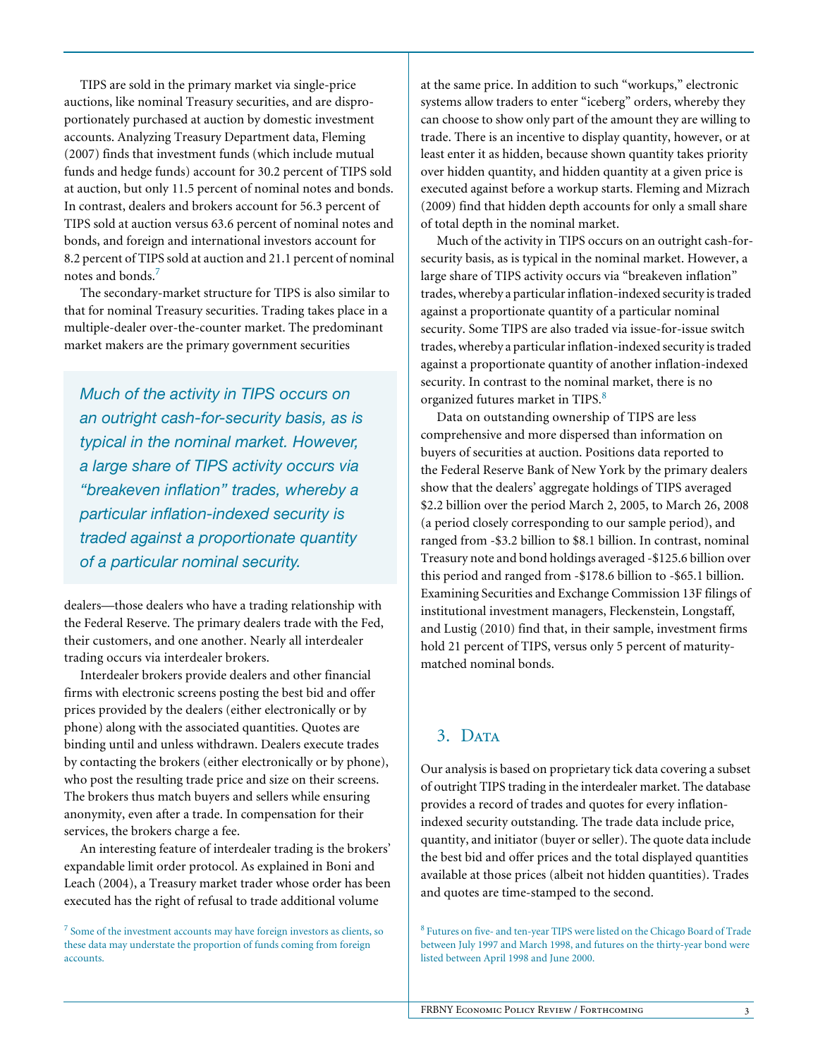TIPS are sold in the primary market via single-price auctions, like nominal Treasury securities, and are disproportionately purchased at auction by domestic investment accounts. Analyzing Treasury Department data, Fleming (2007) finds that investment funds (which include mutual funds and hedge funds) account for 30.2 percent of TIPS sold at auction, but only 11.5 percent of nominal notes and bonds. In contrast, dealers and brokers account for 56.3 percent of TIPS sold at auction versus 63.6 percent of nominal notes and bonds, and foreign and international investors account for 8.2 percent of TIPS sold at auction and 21.1 percent of nominal notes and bonds.[7]

The secondary-market structure for TIPS is also similar to that for nominal Treasury securities. Trading takes place in a multiple-dealer over-the-counter market. The predominant market makers are the primary government securities dealers—those dealers who have a trading relationship with the Federal Reserve. The primary dealers trade with the Fed, their customers, and one another. Nearly all interdealer trading occurs via interdealer brokers.

Interdealer brokers provide dealers and other financial firms with electronic screens posting the best bid and offer prices provided by the dealers (either electronically or by phone) along with the associated quantities. Quotes are binding until and unless withdrawn. Dealers execute trades by contacting the brokers (either electronically or by phone), who post the resulting trade price and size on their screens. The brokers thus match buyers and sellers while ensuring anonymity, even after a trade. In compensation for their services, the brokers charge a fee.

An interesting feature of interdealer trading is the brokers' expandable limit order protocol. As explained in Boni and Leach (2004), a Treasury market trader whose order has been executed has the right of refusal to trade additional volume at the same price. In addition to such "workups," electronic systems allow traders to enter "iceberg" orders, whereby they can choose to show only part of the amount they are willing to trade. There is an incentive to display quantity, however, or at least enter it as hidden, because shown quantity takes priority over hidden quantity, and hidden quantity at a given price is executed against before a workup starts. Fleming and Mizrach (2009) find that hidden depth accounts for only a small share of total depth in the nominal market.

Much of the activity in TIPS occurs on an outright cash-for-security basis, as is typical in the nominal market. However, a large share of TIPS activity occurs via "breakeven inflation" trades, whereby a particular inflation-indexed security is traded against a proportionate quantity of a particular nominal security. Some TIPS are also traded via issue-for-issue switch trades, whereby a particular inflation-indexed security is traded against a proportionate quantity of another inflation-indexed security. In contrast to the nominal market, there is no organized futures market in TIPS.[8]

Data on outstanding ownership of TIPS are less comprehensive and more dispersed than information on buyers of securities at auction. Positions data reported to the Federal Reserve Bank of New York by the primary dealers show that the dealers' aggregate holdings of TIPS averaged \$2.2 billion over the period March 2, 2005, to March 26, 2008 (a period closely corresponding to our sample period), and ranged from -\$3.2 billion to \$8.1 billion. In contrast, nominal Treasury note and bond holdings averaged -\$125.6 billion over this period and ranged from -\$178.6 billion to -\$65.1 billion. Examining Securities and Exchange Commission 13F filings of institutional investment managers, Fleckenstein, Longstaff, and Lustig (2010) find that, in their sample, investment firms hold 21 percent of TIPS, versus only 5 percent of maturity-matched nominal bonds.

## 3. Data

Our analysis is based on proprietary tick data covering a subset of outright TIPS trading in the interdealer market. The database provides a record of trades and quotes for every inflation-indexed security outstanding. The trade data include price, quantity, and initiator (buyer or seller). The quote data include the best bid and offer prices and the total displayed quantities available at those prices (albeit not hidden quantities). Trades and quotes are time-stamped to the second.

[7] Some of the investment accounts may have foreign investors as clients, so these data may understate the proportion of funds coming from foreign accounts.

[8] Futures on five- and ten-year TIPS were listed on the Chicago Board of Trade between July 1997 and March 1998, and futures on the thirty-year bond were listed between April 1998 and June 2000.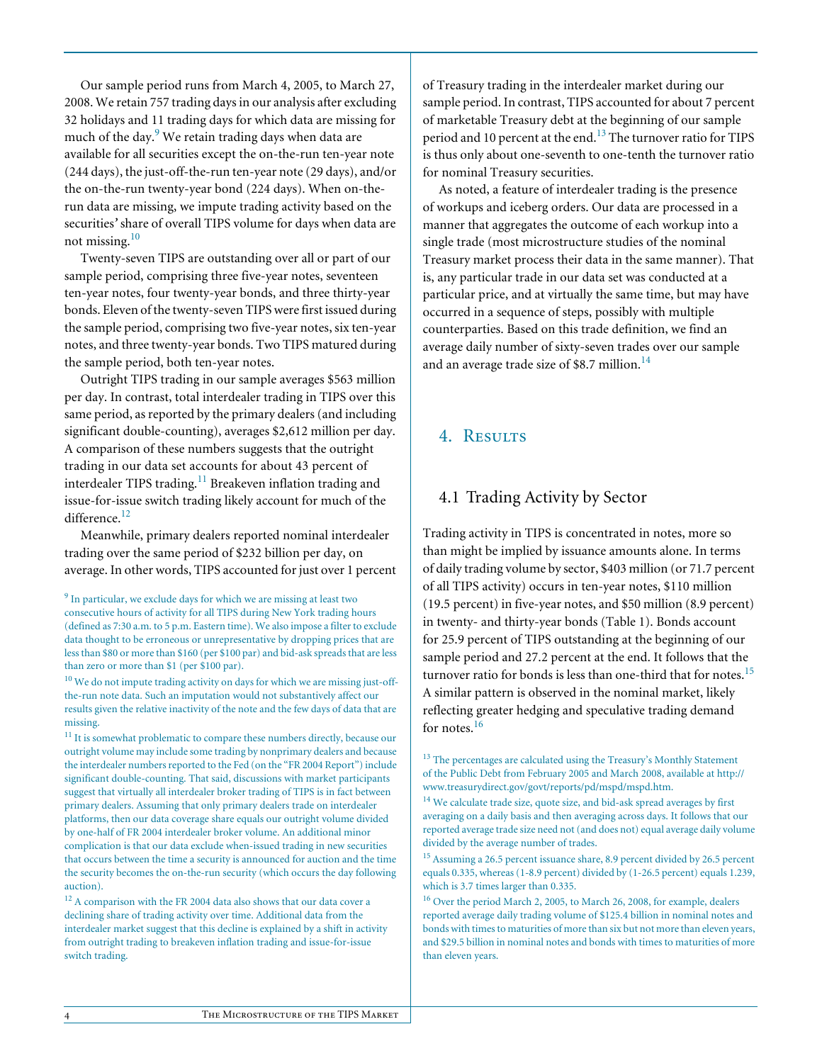Our sample period runs from March 4, 2005, to March 27, 2008. We retain 757 trading days in our analysis after excluding 32 holidays and 11 trading days for which data are missing for much of the day.[9] We retain trading days when data are available for all securities except the on-the-run ten-year note (244 days), the just-off-the-run ten-year note (29 days), and/or the on-the-run twenty-year bond (224 days). When on-the-run data are missing, we impute trading activity based on the securities' share of overall TIPS volume for days when data are not missing.[10]

Twenty-seven TIPS are outstanding over all or part of our sample period, comprising three five-year notes, seventeen ten-year notes, four twenty-year bonds, and three thirty-year bonds. Eleven of the twenty-seven TIPS were first issued during the sample period, comprising two five-year notes, six ten-year notes, and three twenty-year bonds. Two TIPS matured during the sample period, both ten-year notes.

Outright TIPS trading in our sample averages $563 million per day. In contrast, total interdealer trading in TIPS over this same period, as reported by the primary dealers (and including significant double-counting), averages $2,612 million per day. A comparison of these numbers suggests that the outright trading in our data set accounts for about 43 percent of interdealer TIPS trading.[11] Breakeven inflation trading and issue-for-issue switch trading likely account for much of the difference.[12]

Meanwhile, primary dealers reported nominal interdealer trading over the same period of $232 billion per day, on average. In other words, TIPS accounted for just over 1 percent of Treasury trading in the interdealer market during our sample period. In contrast, TIPS accounted for about 7 percent of marketable Treasury debt at the beginning of our sample period and 10 percent at the end.[13] The turnover ratio for TIPS is thus only about one-seventh to one-tenth the turnover ratio for nominal Treasury securities.

As noted, a feature of interdealer trading is the presence of workups and iceberg orders. Our data are processed in a manner that aggregates the outcome of each workup into a single trade (most microstructure studies of the nominal Treasury market process their data in the same manner). That is, any particular trade in our data set was conducted at a particular price, and at virtually the same time, but may have occurred in a sequence of steps, possibly with multiple counterparties. Based on this trade definition, we find an average daily number of sixty-seven trades over our sample and an average trade size of $8.7 million.[14]

## 4. Results

### 4.1 Trading Activity by Sector

Trading activity in TIPS is concentrated in notes, more so than might be implied by issuance amounts alone. In terms of daily trading volume by sector, $403 million (or 71.7 percent of all TIPS activity) occurs in ten-year notes, $110 million (19.5 percent) in five-year notes, and $50 million (8.9 percent) in twenty- and thirty-year bonds (Table 1). Bonds account for 25.9 percent of TIPS outstanding at the beginning of our sample period and 27.2 percent at the end. It follows that the turnover ratio for bonds is less than one-third that for notes.[15] A similar pattern is observed in the nominal market, likely reflecting greater hedging and speculative trading demand for notes.[16]

---

[9] In particular, we exclude days for which we are missing at least two consecutive hours of activity for all TIPS during New York trading hours (defined as 7:30 a.m. to 5 p.m. Eastern time). We also impose a filter to exclude data thought to be erroneous or unrepresentative by dropping prices that are less than $80 or more than $160 (per $100 par) and bid-ask spreads that are less than zero or more than $1 (per $100 par).

[10] We do not impute trading activity on days for which we are missing just-off-the-run note data. Such an imputation would not substantively affect our results given the relative inactivity of the note and the few days of data that are missing.

[11] It is somewhat problematic to compare these numbers directly, because our outright volume may include some trading by nonprimary dealers and because the interdealer numbers reported to the Fed (on the "FR 2004 Report") include significant double-counting. That said, discussions with market participants suggest that virtually all interdealer broker trading of TIPS is in fact between primary dealers. Assuming that only primary dealers trade on interdealer platforms, then our data coverage share equals our outright volume divided by one-half of FR 2004 interdealer broker volume. An additional minor complication is that our data exclude when-issued trading in new securities that occurs between the time a security is announced for auction and the time the security becomes the on-the-run security (which occurs the day following auction).

[12] A comparison with the FR 2004 data also shows that our data cover a declining share of trading activity over time. Additional data from the interdealer market suggest that this decline is explained by a shift in activity from outright trading to breakeven inflation trading and issue-for-issue switch trading.

[13] The percentages are calculated using the Treasury's Monthly Statement of the Public Debt from February 2005 and March 2008, available at http://www.treasurydirect.gov/govt/reports/pd/mspd/mspd.htm.

[14] We calculate trade size, quote size, and bid-ask spread averages by first averaging on a daily basis and then averaging across days. It follows that our reported average trade size need not (and does not) equal average daily volume divided by the average number of trades.

[15] Assuming a 26.5 percent issuance share, 8.9 percent divided by 26.5 percent equals 0.335, whereas (1-8.9 percent) divided by (1-26.5 percent) equals 1.239, which is 3.7 times larger than 0.335.

[16] Over the period March 2, 2005, to March 26, 2008, for example, dealers reported average daily trading volume of $125.4 billion in nominal notes and bonds with times to maturities of more than six but not more than eleven years, and $29.5 billion in nominal notes and bonds with times to maturities of more than eleven years.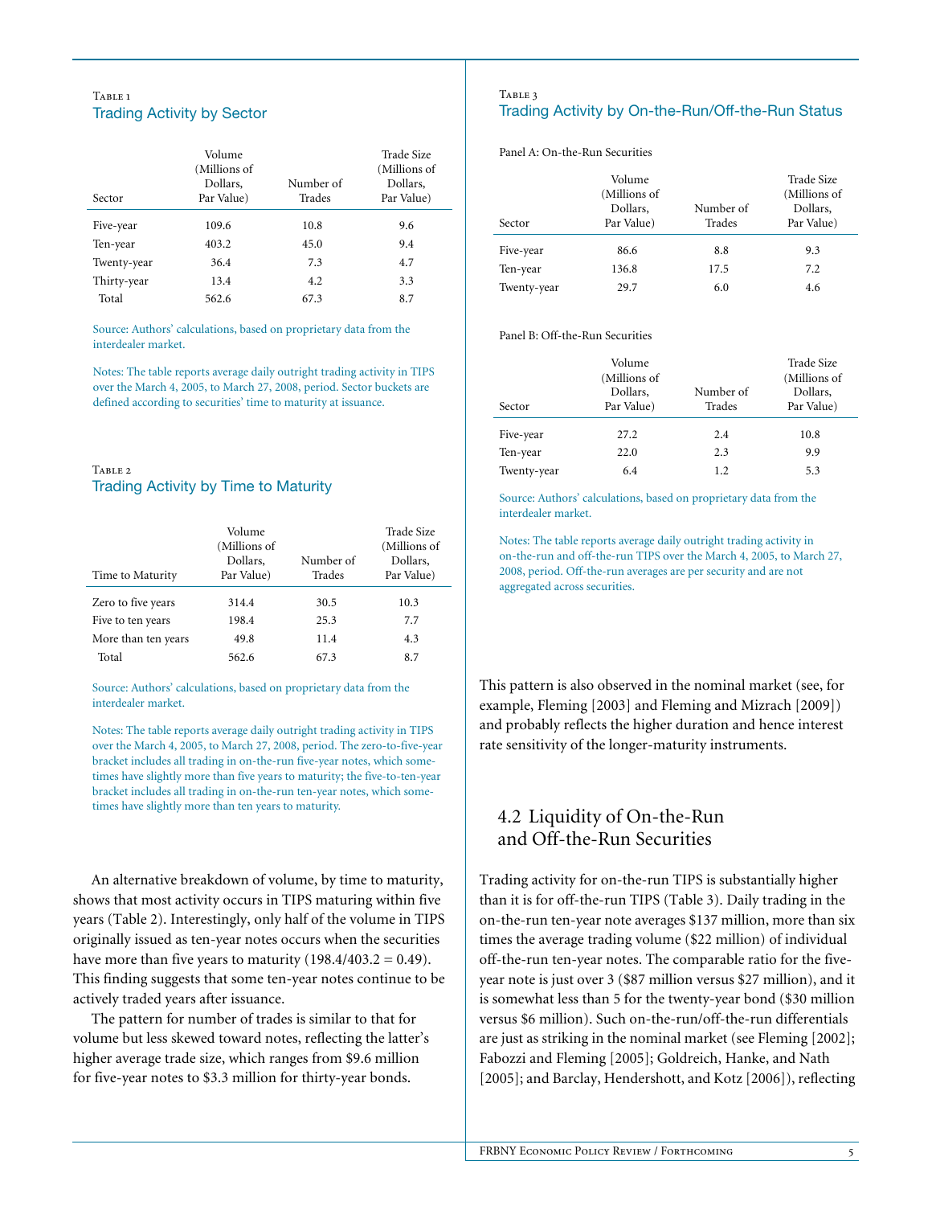Table 1
### Trading Activity by Sector

| Sector | Volume (Millions of Dollars, Par Value) | Number of Trades | Trade Size (Millions of Dollars, Par Value) |
|---|---|---|---|
| Five-year | 109.6 | 10.8 | 9.6 |
| Ten-year | 403.2 | 45.0 | 9.4 |
| Twenty-year | 36.4 | 7.3 | 4.7 |
| Thirty-year | 13.4 | 4.2 | 3.3 |
| Total | 562.6 | 67.3 | 8.7 |

Source: Authors' calculations, based on proprietary data from the interdealer market.

Notes: The table reports average daily outright trading activity in TIPS over the March 4, 2005, to March 27, 2008, period. Sector buckets are defined according to securities' time to maturity at issuance.

Table 2
### Trading Activity by Time to Maturity

| Time to Maturity | Volume (Millions of Dollars, Par Value) | Number of Trades | Trade Size (Millions of Dollars, Par Value) |
|---|---|---|---|
| Zero to five years | 314.4 | 30.5 | 10.3 |
| Five to ten years | 198.4 | 25.3 | 7.7 |
| More than ten years | 49.8 | 11.4 | 4.3 |
| Total | 562.6 | 67.3 | 8.7 |

Source: Authors' calculations, based on proprietary data from the interdealer market.

Notes: The table reports average daily outright trading activity in TIPS over the March 4, 2005, to March 27, 2008, period. The zero-to-five-year bracket includes all trading in on-the-run five-year notes, which sometimes have slightly more than five years to maturity; the five-to-ten-year bracket includes all trading in on-the-run ten-year notes, which sometimes have slightly more than ten years to maturity.

An alternative breakdown of volume, by time to maturity, shows that most activity occurs in TIPS maturing within five years (Table 2). Interestingly, only half of the volume in TIPS originally issued as ten-year notes occurs when the securities have more than five years to maturity (198.4/403.2 = 0.49). This finding suggests that some ten-year notes continue to be actively traded years after issuance.

The pattern for number of trades is similar to that for volume but less skewed toward notes, reflecting the latter's higher average trade size, which ranges from $9.6 million for five-year notes to $3.3 million for thirty-year bonds.

Table 3
### Trading Activity by On-the-Run/Off-the-Run Status

Panel A: On-the-Run Securities

| Sector | Volume (Millions of Dollars, Par Value) | Number of Trades | Trade Size (Millions of Dollars, Par Value) |
|---|---|---|---|
| Five-year | 86.6 | 8.8 | 9.3 |
| Ten-year | 136.8 | 17.5 | 7.2 |
| Twenty-year | 29.7 | 6.0 | 4.6 |

Panel B: Off-the-Run Securities

| Sector | Volume (Millions of Dollars, Par Value) | Number of Trades | Trade Size (Millions of Dollars, Par Value) |
|---|---|---|---|
| Five-year | 27.2 | 2.4 | 10.8 |
| Ten-year | 22.0 | 2.3 | 9.9 |
| Twenty-year | 6.4 | 1.2 | 5.3 |

Source: Authors' calculations, based on proprietary data from the interdealer market.

Notes: The table reports average daily outright trading activity in on-the-run and off-the-run TIPS over the March 4, 2005, to March 27, 2008, period. Off-the-run averages are per security and are not aggregated across securities.

This pattern is also observed in the nominal market (see, for example, Fleming [2003] and Fleming and Mizrach [2009]) and probably reflects the higher duration and hence interest rate sensitivity of the longer-maturity instruments.

## 4.2 Liquidity of On-the-Run and Off-the-Run Securities

Trading activity for on-the-run TIPS is substantially higher than it is for off-the-run TIPS (Table 3). Daily trading in the on-the-run ten-year note averages $137 million, more than six times the average trading volume ($22 million) of individual off-the-run ten-year notes. The comparable ratio for the five-year note is just over 3 ($87 million versus $27 million), and it is somewhat less than 5 for the twenty-year bond ($30 million versus $6 million). Such on-the-run/off-the-run differentials are just as striking in the nominal market (see Fleming [2002]; Fabozzi and Fleming [2005]; Goldreich, Hanke, and Nath [2005]; and Barclay, Hendershott, and Kotz [2006]), reflecting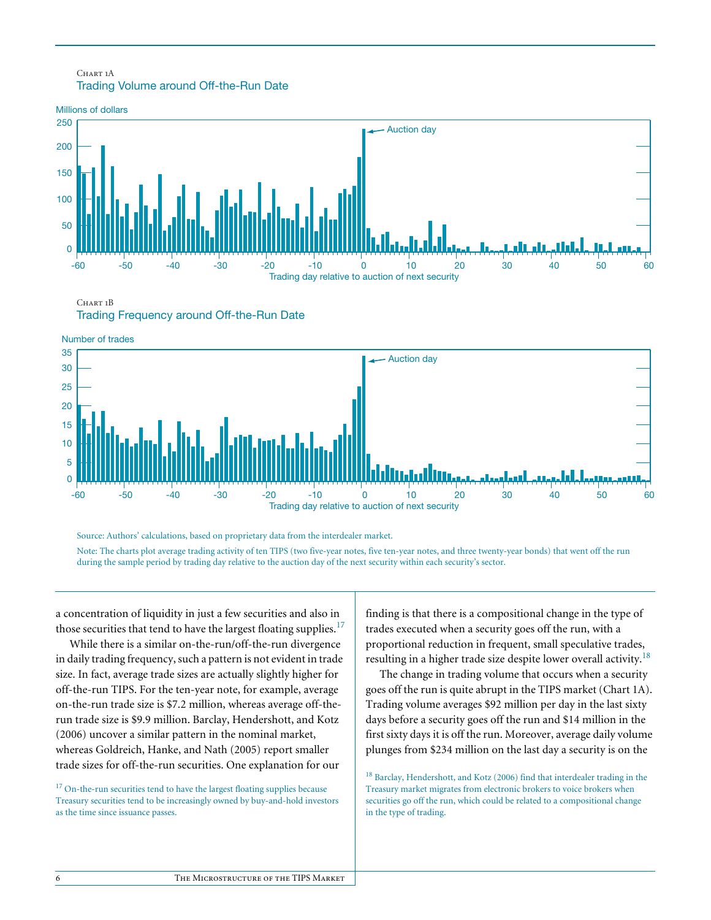Chart 1A

Trading Volume around Off-the-Run Date

Chart 1B

Trading Frequency around Off-the-Run Date

Source: Authors' calculations, based on proprietary data from the interdealer market.

Note: The charts plot average trading activity of ten TIPS (two five-year notes, five ten-year notes, and three twenty-year bonds) that went off the run during the sample period by trading day relative to the auction day of the next security within each security's sector.

a concentration of liquidity in just a few securities and also in those securities that tend to have the largest floating supplies.[17]

While there is a similar on-the-run/off-the-run divergence in daily trading frequency, such a pattern is not evident in trade size. In fact, average trade sizes are actually slightly higher for off-the-run TIPS. For the ten-year note, for example, average on-the-run trade size is $7.2 million, whereas average off-the-run trade size is $9.9 million. Barclay, Hendershott, and Kotz (2006) uncover a similar pattern in the nominal market, whereas Goldreich, Hanke, and Nath (2005) report smaller trade sizes for off-the-run securities. One explanation for our finding is that there is a compositional change in the type of trades executed when a security goes off the run, with a proportional reduction in frequent, small speculative trades, resulting in a higher trade size despite lower overall activity.[18]

The change in trading volume that occurs when a security goes off the run is quite abrupt in the TIPS market (Chart 1A). Trading volume averages $92 million per day in the last sixty days before a security goes off the run and $14 million in the first sixty days it is off the run. Moreover, average daily volume plunges from $234 million on the last day a security is on the

[17] On-the-run securities tend to have the largest floating supplies because Treasury securities tend to be increasingly owned by buy-and-hold investors as the time since issuance passes.

[18] Barclay, Hendershott, and Kotz (2006) find that interdealer trading in the Treasury market migrates from electronic brokers to voice brokers when securities go off the run, which could be related to a compositional change in the type of trading.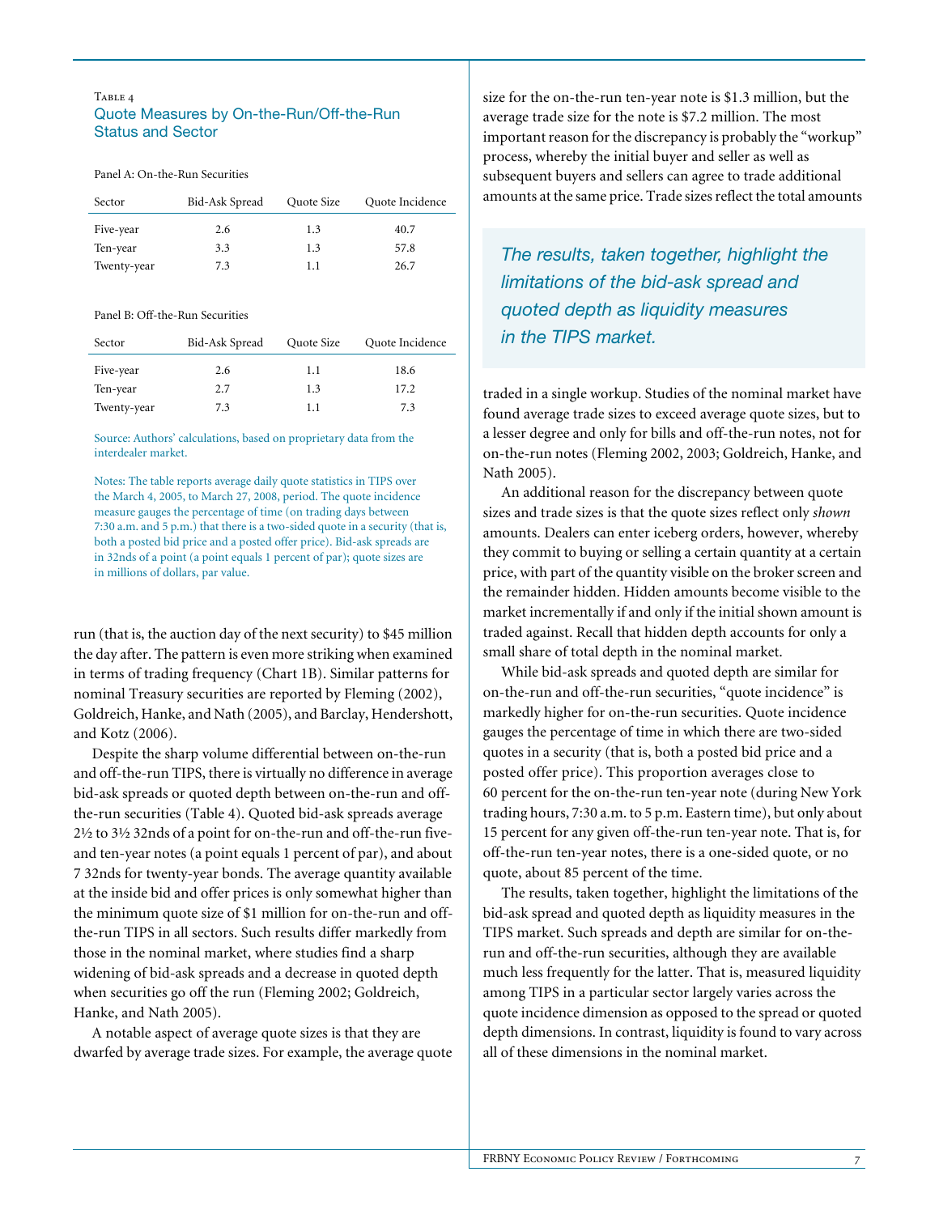Table 4

### Quote Measures by On-the-Run/Off-the-Run Status and Sector

Panel A: On-the-Run Securities

| Sector | Bid-Ask Spread | Quote Size | Quote Incidence |
|---|---|---|---|
| Five-year | 2.6 | 1.3 | 40.7 |
| Ten-year | 3.3 | 1.3 | 57.8 |
| Twenty-year | 7.3 | 1.1 | 26.7 |

Panel B: Off-the-Run Securities

| Sector | Bid-Ask Spread | Quote Size | Quote Incidence |
|---|---|---|---|
| Five-year | 2.6 | 1.1 | 18.6 |
| Ten-year | 2.7 | 1.3 | 17.2 |
| Twenty-year | 7.3 | 1.1 | 7.3 |

Source: Authors' calculations, based on proprietary data from the interdealer market.

Notes: The table reports average daily quote statistics in TIPS over the March 4, 2005, to March 27, 2008, period. The quote incidence measure gauges the percentage of time (on trading days between 7:30 a.m. and 5 p.m.) that there is a two-sided quote in a security (that is, both a posted bid price and a posted offer price). Bid-ask spreads are in 32nds of a point (a point equals 1 percent of par); quote sizes are in millions of dollars, par value.

run (that is, the auction day of the next security) to $45 million the day after. The pattern is even more striking when examined in terms of trading frequency (Chart 1B). Similar patterns for nominal Treasury securities are reported by Fleming (2002), Goldreich, Hanke, and Nath (2005), and Barclay, Hendershott, and Kotz (2006).

Despite the sharp volume differential between on-the-run and off-the-run TIPS, there is virtually no difference in average bid-ask spreads or quoted depth between on-the-run and off-the-run securities (Table 4). Quoted bid-ask spreads average 2½ to 3½ 32nds of a point for on-the-run and off-the-run five- and ten-year notes (a point equals 1 percent of par), and about 7 32nds for twenty-year bonds. The average quantity available at the inside bid and offer prices is only somewhat higher than the minimum quote size of $1 million for on-the-run and off-the-run TIPS in all sectors. Such results differ markedly from those in the nominal market, where studies find a sharp widening of bid-ask spreads and a decrease in quoted depth when securities go off the run (Fleming 2002; Goldreich, Hanke, and Nath 2005).

A notable aspect of average quote sizes is that they are dwarfed by average trade sizes. For example, the average quote size for the on-the-run ten-year note is $1.3 million, but the average trade size for the note is $7.2 million. The most important reason for the discrepancy is probably the "workup" process, whereby the initial buyer and seller as well as subsequent buyers and sellers can agree to trade additional amounts at the same price. Trade sizes reflect the total amounts traded in a single workup. Studies of the nominal market have found average trade sizes to exceed average quote sizes, but to a lesser degree and only for bills and off-the-run notes, not for on-the-run notes (Fleming 2002, 2003; Goldreich, Hanke, and Nath 2005).

> *The results, taken together, highlight the limitations of the bid-ask spread and quoted depth as liquidity measures in the TIPS market.*

An additional reason for the discrepancy between quote sizes and trade sizes is that the quote sizes reflect only *shown* amounts. Dealers can enter iceberg orders, however, whereby they commit to buying or selling a certain quantity at a certain price, with part of the quantity visible on the broker screen and the remainder hidden. Hidden amounts become visible to the market incrementally if and only if the initial shown amount is traded against. Recall that hidden depth accounts for only a small share of total depth in the nominal market.

While bid-ask spreads and quoted depth are similar for on-the-run and off-the-run securities, "quote incidence" is markedly higher for on-the-run securities. Quote incidence gauges the percentage of time in which there are two-sided quotes in a security (that is, both a posted bid price and a posted offer price). This proportion averages close to 60 percent for the on-the-run ten-year note (during New York trading hours, 7:30 a.m. to 5 p.m. Eastern time), but only about 15 percent for any given off-the-run ten-year note. That is, for off-the-run ten-year notes, there is a one-sided quote, or no quote, about 85 percent of the time.

The results, taken together, highlight the limitations of the bid-ask spread and quoted depth as liquidity measures in the TIPS market. Such spreads and depth are similar for on-the-run and off-the-run securities, although they are available much less frequently for the latter. That is, measured liquidity among TIPS in a particular sector largely varies across the quote incidence dimension as opposed to the spread or quoted depth dimensions. In contrast, liquidity is found to vary across all of these dimensions in the nominal market.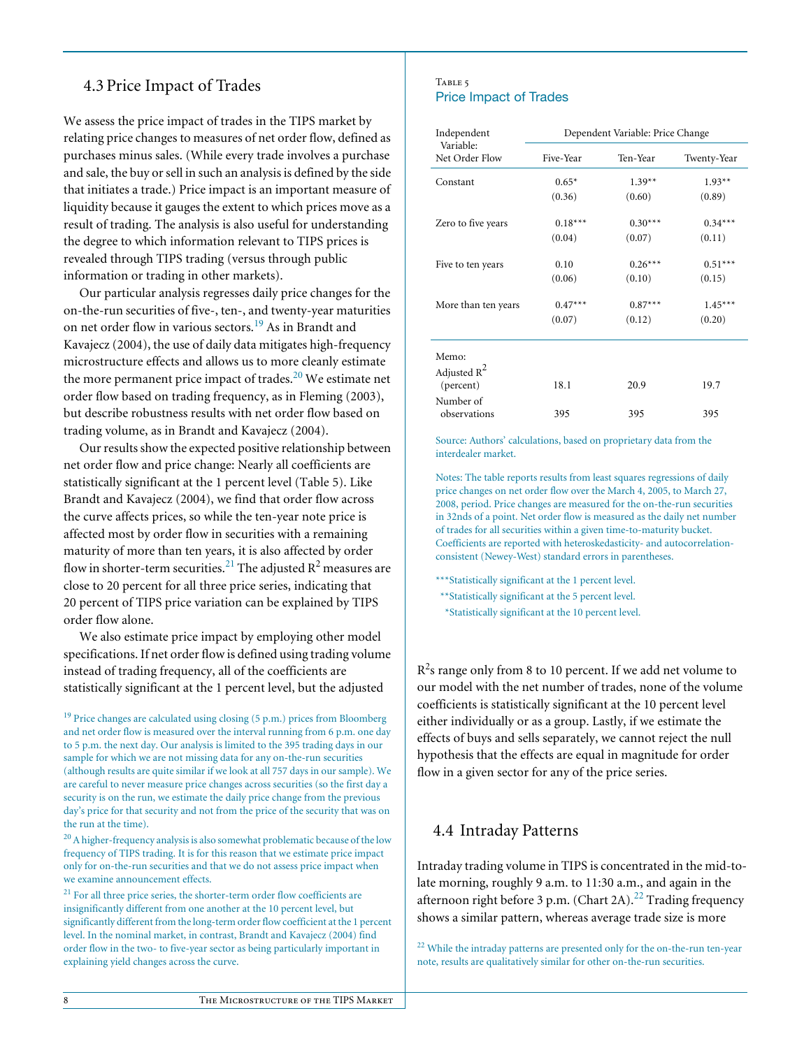## 4.3 Price Impact of Trades

We assess the price impact of trades in the TIPS market by relating price changes to measures of net order flow, defined as purchases minus sales. (While every trade involves a purchase and sale, the buy or sell in such an analysis is defined by the side that initiates a trade.) Price impact is an important measure of liquidity because it gauges the extent to which prices move as a result of trading. The analysis is also useful for understanding the degree to which information relevant to TIPS prices is revealed through TIPS trading (versus through public information or trading in other markets).

Our particular analysis regresses daily price changes for the on-the-run securities of five-, ten-, and twenty-year maturities on net order flow in various sectors.[19] As in Brandt and Kavajecz (2004), the use of daily data mitigates high-frequency microstructure effects and allows us to more cleanly estimate the more permanent price impact of trades.[20] We estimate net order flow based on trading frequency, as in Fleming (2003), but describe robustness results with net order flow based on trading volume, as in Brandt and Kavajecz (2004).

Our results show the expected positive relationship between net order flow and price change: Nearly all coefficients are statistically significant at the 1 percent level (Table 5). Like Brandt and Kavajecz (2004), we find that order flow across the curve affects prices, so while the ten-year note price is affected most by order flow in securities with a remaining maturity of more than ten years, it is also affected by order flow in shorter-term securities.[21] The adjusted $R^2$ measures are close to 20 percent for all three price series, indicating that 20 percent of TIPS price variation can be explained by TIPS order flow alone.

We also estimate price impact by employing other model specifications. If net order flow is defined using trading volume instead of trading frequency, all of the coefficients are statistically significant at the 1 percent level, but the adjusted $R^2$s range only from 8 to 10 percent. If we add net volume to our model with the net number of trades, none of the volume coefficients is statistically significant at the 10 percent level either individually or as a group. Lastly, if we estimate the effects of buys and sells separately, we cannot reject the null hypothesis that the effects are equal in magnitude for order flow in a given sector for any of the price series.

Table 5
Price Impact of Trades

| Independent Variable: Net Order Flow | Dependent Variable: Price Change | | |
|---|---|---|---|
| | Five-Year | Ten-Year | Twenty-Year |
| Constant | 0.65* | 1.39** | 1.93** |
| | (0.36) | (0.60) | (0.89) |
| Zero to five years | 0.18*** | 0.30*** | 0.34*** |
| | (0.04) | (0.07) | (0.11) |
| Five to ten years | 0.10 | 0.26*** | 0.51*** |
| | (0.06) | (0.10) | (0.15) |
| More than ten years | 0.47*** | 0.87*** | 1.45*** |
| | (0.07) | (0.12) | (0.20) |
| Memo: | | | |
| Adjusted $R^2$ (percent) | 18.1 | 20.9 | 19.7 |
| Number of observations | 395 | 395 | 395 |

Source: Authors' calculations, based on proprietary data from the interdealer market.

Notes: The table reports results from least squares regressions of daily price changes on net order flow over the March 4, 2005, to March 27, 2008, period. Price changes are measured for the on-the-run securities in 32nds of a point. Net order flow is measured as the daily net number of trades for all securities within a given time-to-maturity bucket. Coefficients are reported with heteroskedasticity- and autocorrelation-consistent (Newey-West) standard errors in parentheses.

***Statistically significant at the 1 percent level.
**Statistically significant at the 5 percent level.
*Statistically significant at the 10 percent level.

## 4.4 Intraday Patterns

Intraday trading volume in TIPS is concentrated in the mid-to-late morning, roughly 9 a.m. to 11:30 a.m., and again in the afternoon right before 3 p.m. (Chart 2A).[22] Trading frequency shows a similar pattern, whereas average trade size is more

[19] Price changes are calculated using closing (5 p.m.) prices from Bloomberg and net order flow is measured over the interval running from 6 p.m. one day to 5 p.m. the next day. Our analysis is limited to the 395 trading days in our sample for which we are not missing data for any on-the-run securities (although results are quite similar if we look at all 757 days in our sample). We are careful to never measure price changes across securities (so the first day a security is on the run, we estimate the daily price change from the previous day's price for that security and not from the price of the security that was on the run at the time).

[20] A higher-frequency analysis is also somewhat problematic because of the low frequency of TIPS trading. It is for this reason that we estimate price impact only for on-the-run securities and that we do not assess price impact when we examine announcement effects.

[21] For all three price series, the shorter-term order flow coefficients are insignificantly different from one another at the 10 percent level, but significantly different from the long-term order flow coefficient at the 1 percent level. In the nominal market, in contrast, Brandt and Kavajecz (2004) find order flow in the two- to five-year sector as being particularly important in explaining yield changes across the curve.

[22] While the intraday patterns are presented only for the on-the-run ten-year note, results are qualitatively similar for other on-the-run securities.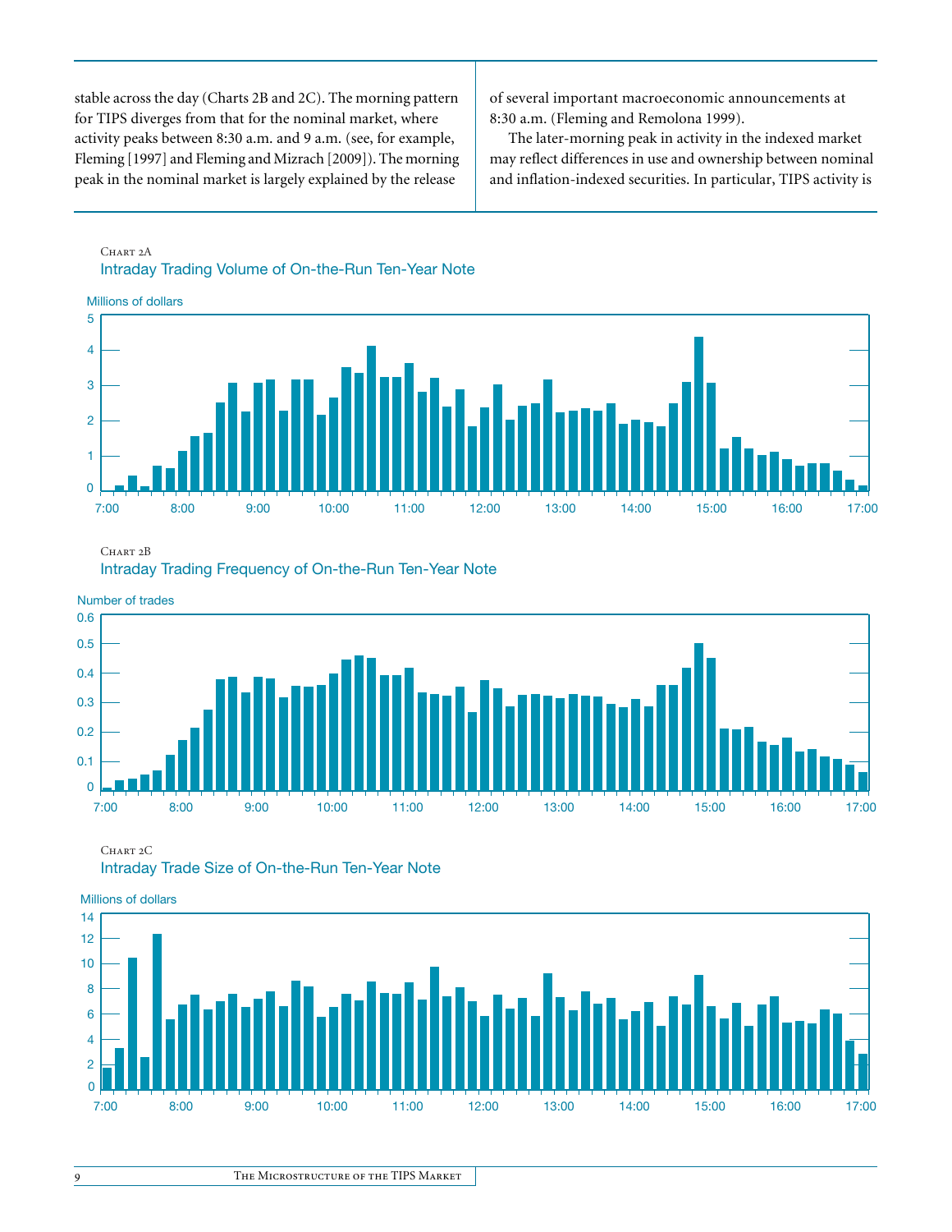stable across the day (Charts 2B and 2C). The morning pattern for TIPS diverges from that for the nominal market, where activity peaks between 8:30 a.m. and 9 a.m. (see, for example, Fleming [1997] and Fleming and Mizrach [2009]). The morning peak in the nominal market is largely explained by the release of several important macroeconomic announcements at 8:30 a.m. (Fleming and Remolona 1999).

The later-morning peak in activity in the indexed market may reflect differences in use and ownership between nominal and inflation-indexed securities. In particular, TIPS activity is

Chart 2A
Intraday Trading Volume of On-the-Run Ten-Year Note

Chart 2B
Intraday Trading Frequency of On-the-Run Ten-Year Note

Chart 2C
Intraday Trade Size of On-the-Run Ten-Year Note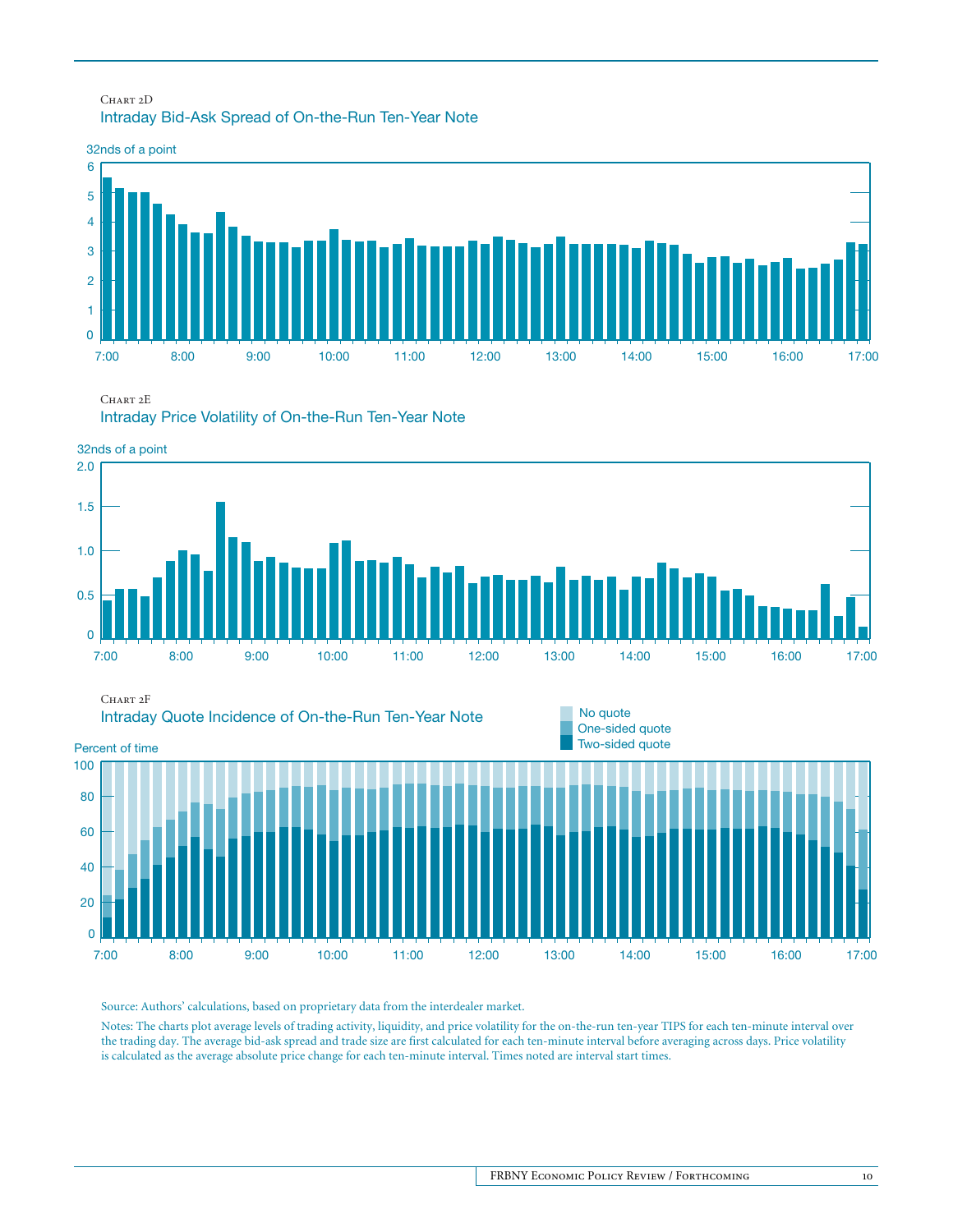Chart 2D
Intraday Bid-Ask Spread of On-the-Run Ten-Year Note

32nds of a point

Chart 2E
Intraday Price Volatility of On-the-Run Ten-Year Note

32nds of a point

Chart 2F
Intraday Quote Incidence of On-the-Run Ten-Year Note

Percent of time

No quote
One-sided quote
Two-sided quote

Source: Authors' calculations, based on proprietary data from the interdealer market.

Notes: The charts plot average levels of trading activity, liquidity, and price volatility for the on-the-run ten-year TIPS for each ten-minute interval over the trading day. The average bid-ask spread and trade size are first calculated for each ten-minute interval before averaging across days. Price volatility is calculated as the average absolute price change for each ten-minute interval. Times noted are interval start times.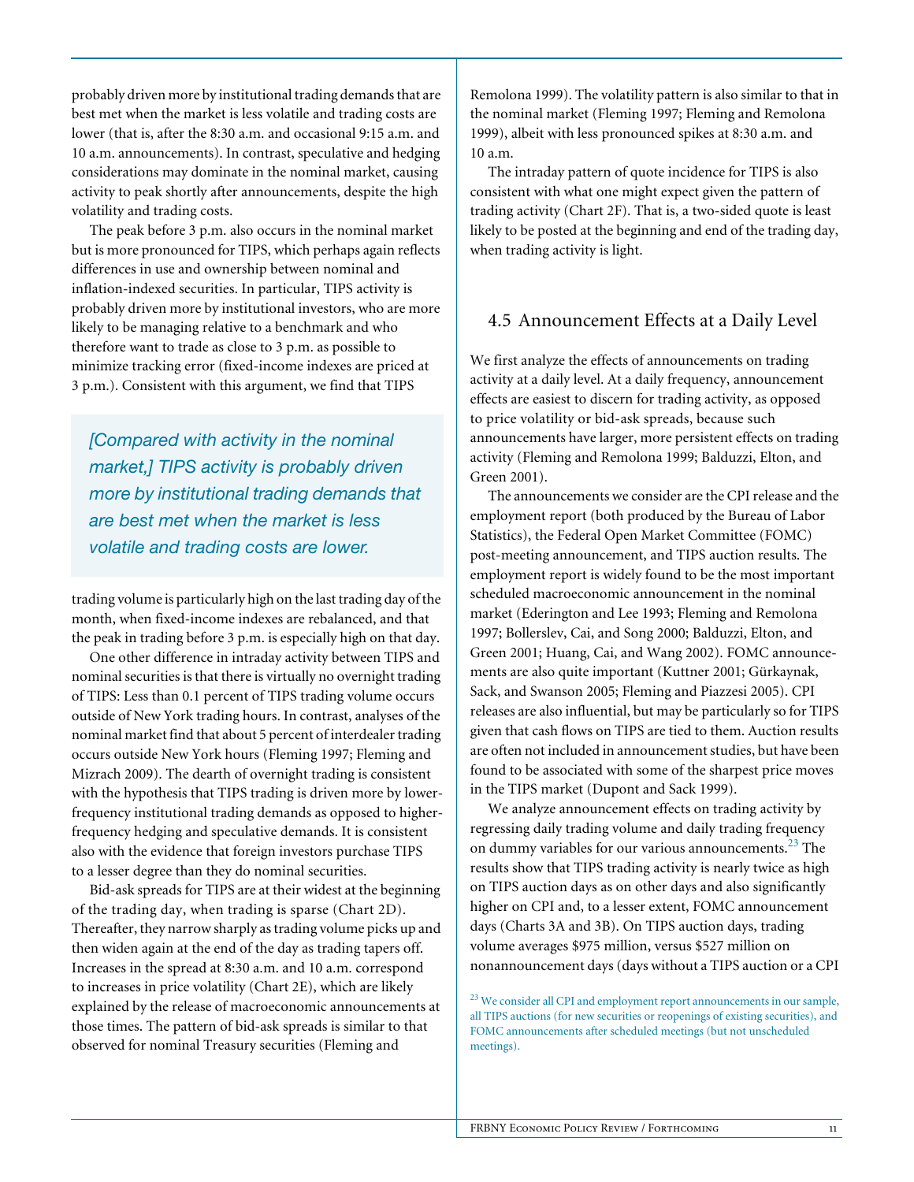probably driven more by institutional trading demands that are best met when the market is less volatile and trading costs are lower (that is, after the 8:30 a.m. and occasional 9:15 a.m. and 10 a.m. announcements). In contrast, speculative and hedging considerations may dominate in the nominal market, causing activity to peak shortly after announcements, despite the high volatility and trading costs.

The peak before 3 p.m. also occurs in the nominal market but is more pronounced for TIPS, which perhaps again reflects differences in use and ownership between nominal and inflation-indexed securities. In particular, TIPS activity is probably driven more by institutional investors, who are more likely to be managing relative to a benchmark and who therefore want to trade as close to 3 p.m. as possible to minimize tracking error (fixed-income indexes are priced at 3 p.m.). Consistent with this argument, we find that TIPS trading volume is particularly high on the last trading day of the month, when fixed-income indexes are rebalanced, and that the peak in trading before 3 p.m. is especially high on that day.

> *[Compared with activity in the nominal market,] TIPS activity is probably driven more by institutional trading demands that are best met when the market is less volatile and trading costs are lower.*

One other difference in intraday activity between TIPS and nominal securities is that there is virtually no overnight trading of TIPS: Less than 0.1 percent of TIPS trading volume occurs outside of New York trading hours. In contrast, analyses of the nominal market find that about 5 percent of interdealer trading occurs outside New York hours (Fleming 1997; Fleming and Mizrach 2009). The dearth of overnight trading is consistent with the hypothesis that TIPS trading is driven more by lower-frequency institutional trading demands as opposed to higher-frequency hedging and speculative demands. It is consistent also with the evidence that foreign investors purchase TIPS to a lesser degree than they do nominal securities.

Bid-ask spreads for TIPS are at their widest at the beginning of the trading day, when trading is sparse (Chart 2D). Thereafter, they narrow sharply as trading volume picks up and then widen again at the end of the day as trading tapers off. Increases in the spread at 8:30 a.m. and 10 a.m. correspond to increases in price volatility (Chart 2E), which are likely explained by the release of macroeconomic announcements at those times. The pattern of bid-ask spreads is similar to that observed for nominal Treasury securities (Fleming and Remolona 1999). The volatility pattern is also similar to that in the nominal market (Fleming 1997; Fleming and Remolona 1999), albeit with less pronounced spikes at 8:30 a.m. and 10 a.m.

The intraday pattern of quote incidence for TIPS is also consistent with what one might expect given the pattern of trading activity (Chart 2F). That is, a two-sided quote is least likely to be posted at the beginning and end of the trading day, when trading activity is light.

## 4.5 Announcement Effects at a Daily Level

We first analyze the effects of announcements on trading activity at a daily level. At a daily frequency, announcement effects are easiest to discern for trading activity, as opposed to price volatility or bid-ask spreads, because such announcements have larger, more persistent effects on trading activity (Fleming and Remolona 1999; Balduzzi, Elton, and Green 2001).

The announcements we consider are the CPI release and the employment report (both produced by the Bureau of Labor Statistics), the Federal Open Market Committee (FOMC) post-meeting announcement, and TIPS auction results. The employment report is widely found to be the most important scheduled macroeconomic announcement in the nominal market (Ederington and Lee 1993; Fleming and Remolona 1997; Bollerslev, Cai, and Song 2000; Balduzzi, Elton, and Green 2001; Huang, Cai, and Wang 2002). FOMC announcements are also quite important (Kuttner 2001; Gürkaynak, Sack, and Swanson 2005; Fleming and Piazzesi 2005). CPI releases are also influential, but may be particularly so for TIPS given that cash flows on TIPS are tied to them. Auction results are often not included in announcement studies, but have been found to be associated with some of the sharpest price moves in the TIPS market (Dupont and Sack 1999).

We analyze announcement effects on trading activity by regressing daily trading volume and daily trading frequency on dummy variables for our various announcements.[23] The results show that TIPS trading activity is nearly twice as high on TIPS auction days as on other days and also significantly higher on CPI and, to a lesser extent, FOMC announcement days (Charts 3A and 3B). On TIPS auction days, trading volume averages $975 million, versus $527 million on nonannouncement days (days without a TIPS auction or a CPI

[23] We consider all CPI and employment report announcements in our sample, all TIPS auctions (for new securities or reopenings of existing securities), and FOMC announcements after scheduled meetings (but not unscheduled meetings).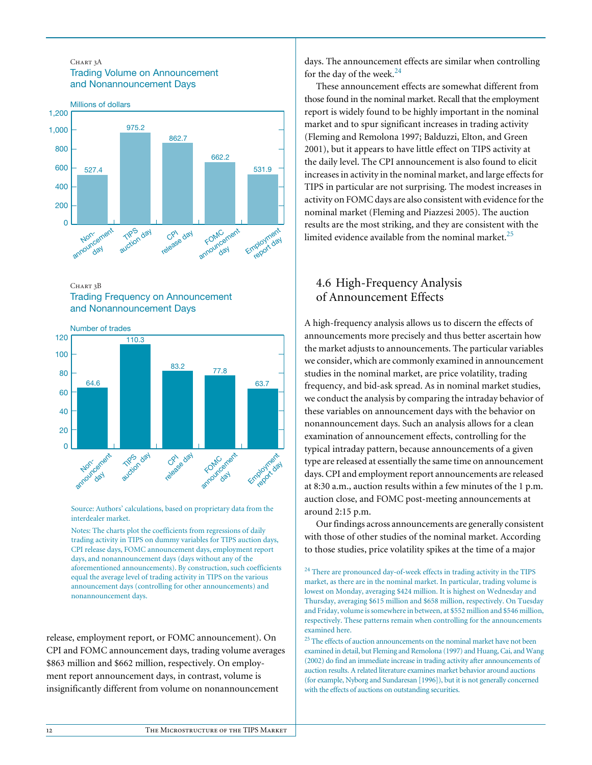Chart 3A
Trading Volume on Announcement and Nonannouncement Days

Millions of dollars

| Non-announcement day | TIPS auction day | CPI release day | FOMC announcement day | Employment report day |
|---|---|---|---|---|
| 527.4 | 975.2 | 862.7 | 662.2 | 531.9 |

Chart 3B
Trading Frequency on Announcement and Nonannouncement Days

Number of trades

| Non-announcement day | TIPS auction day | CPI release day | FOMC announcement day | Employment report day |
|---|---|---|---|---|
| 64.6 | 110.3 | 83.2 | 77.8 | 63.7 |

Source: Authors' calculations, based on proprietary data from the interdealer market.

Notes: The charts plot the coefficients from regressions of daily trading activity in TIPS on dummy variables for TIPS auction days, CPI release days, FOMC announcement days, employment report days, and nonannouncement days (days without any of the aforementioned announcements). By construction, such coefficients equal the average level of trading activity in TIPS on the various announcement days (controlling for other announcements) and nonannouncement days.

release, employment report, or FOMC announcement). On CPI and FOMC announcement days, trading volume averages $863 million and $662 million, respectively. On employment report announcement days, in contrast, volume is insignificantly different from volume on nonannouncement days. The announcement effects are similar when controlling for the day of the week.[24]

These announcement effects are somewhat different from those found in the nominal market. Recall that the employment report is widely found to be highly important in the nominal market and to spur significant increases in trading activity (Fleming and Remolona 1997; Balduzzi, Elton, and Green 2001), but it appears to have little effect on TIPS activity at the daily level. The CPI announcement is also found to elicit increases in activity in the nominal market, and large effects for TIPS in particular are not surprising. The modest increases in activity on FOMC days are also consistent with evidence for the nominal market (Fleming and Piazzesi 2005). The auction results are the most striking, and they are consistent with the limited evidence available from the nominal market.[25]

## 4.6 High-Frequency Analysis of Announcement Effects

A high-frequency analysis allows us to discern the effects of announcements more precisely and thus better ascertain how the market adjusts to announcements. The particular variables we consider, which are commonly examined in announcement studies in the nominal market, are price volatility, trading frequency, and bid-ask spread. As in nominal market studies, we conduct the analysis by comparing the intraday behavior of these variables on announcement days with the behavior on nonannouncement days. Such an analysis allows for a clean examination of announcement effects, controlling for the typical intraday pattern, because announcements of a given type are released at essentially the same time on announcement days. CPI and employment report announcements are released at 8:30 a.m., auction results within a few minutes of the 1 p.m. auction close, and FOMC post-meeting announcements at around 2:15 p.m.

Our findings across announcements are generally consistent with those of other studies of the nominal market. According to those studies, price volatility spikes at the time of a major

[24] There are pronounced day-of-week effects in trading activity in the TIPS market, as there are in the nominal market. In particular, trading volume is lowest on Monday, averaging $424 million. It is highest on Wednesday and Thursday, averaging $615 million and $658 million, respectively. On Tuesday and Friday, volume is somewhere in between, at $552 million and $546 million, respectively. These patterns remain when controlling for the announcements examined here.

[25] The effects of auction announcements on the nominal market have not been examined in detail, but Fleming and Remolona (1997) and Huang, Cai, and Wang (2002) do find an immediate increase in trading activity after announcements of auction results. A related literature examines market behavior around auctions (for example, Nyborg and Sundaresan [1996]), but it is not generally concerned with the effects of auctions on outstanding securities.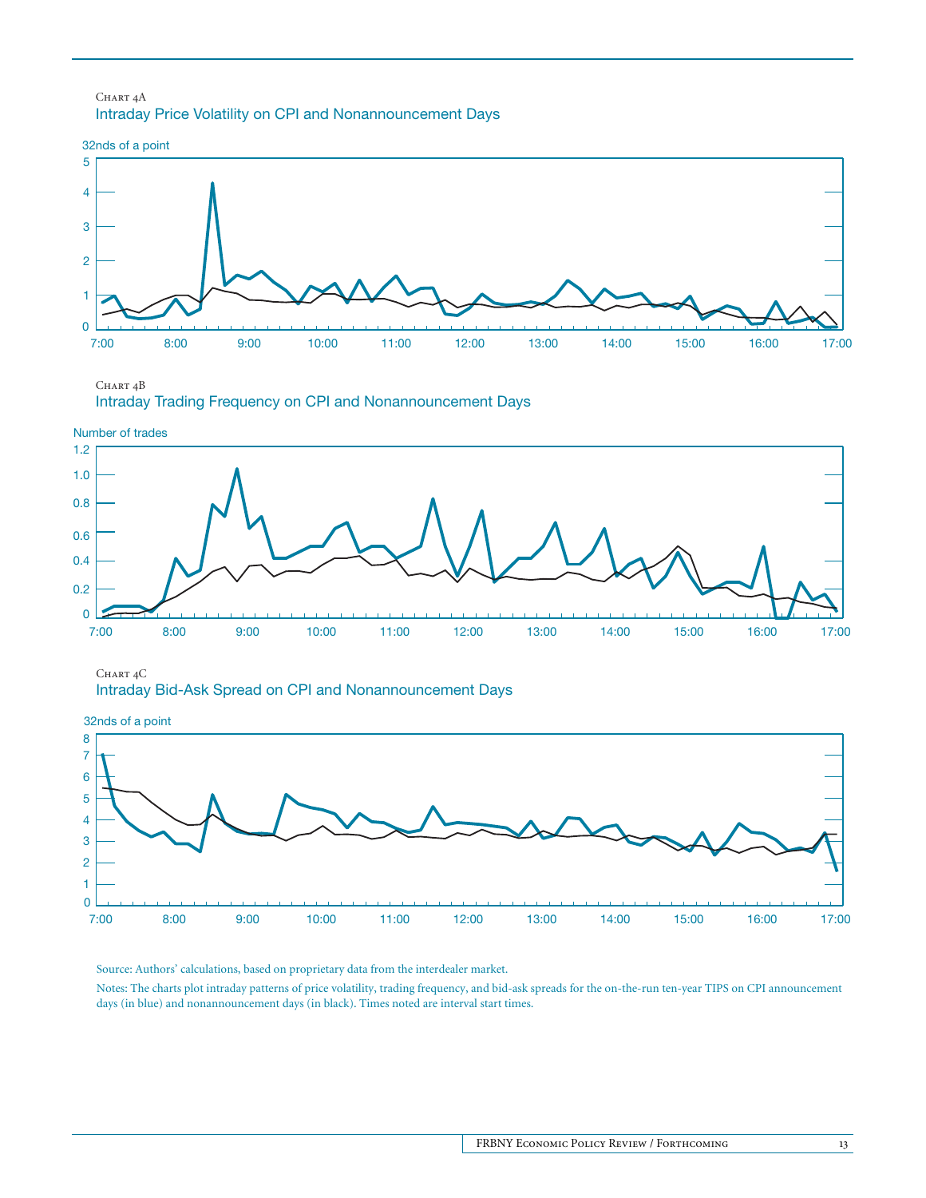Chart 4A

Intraday Price Volatility on CPI and Nonannouncement Days

32nds of a point

Chart 4B

Intraday Trading Frequency on CPI and Nonannouncement Days

Number of trades

Chart 4C

Intraday Bid-Ask Spread on CPI and Nonannouncement Days

32nds of a point

Source: Authors' calculations, based on proprietary data from the interdealer market.

Notes: The charts plot intraday patterns of price volatility, trading frequency, and bid-ask spreads for the on-the-run ten-year TIPS on CPI announcement days (in blue) and nonannouncement days (in black). Times noted are interval start times.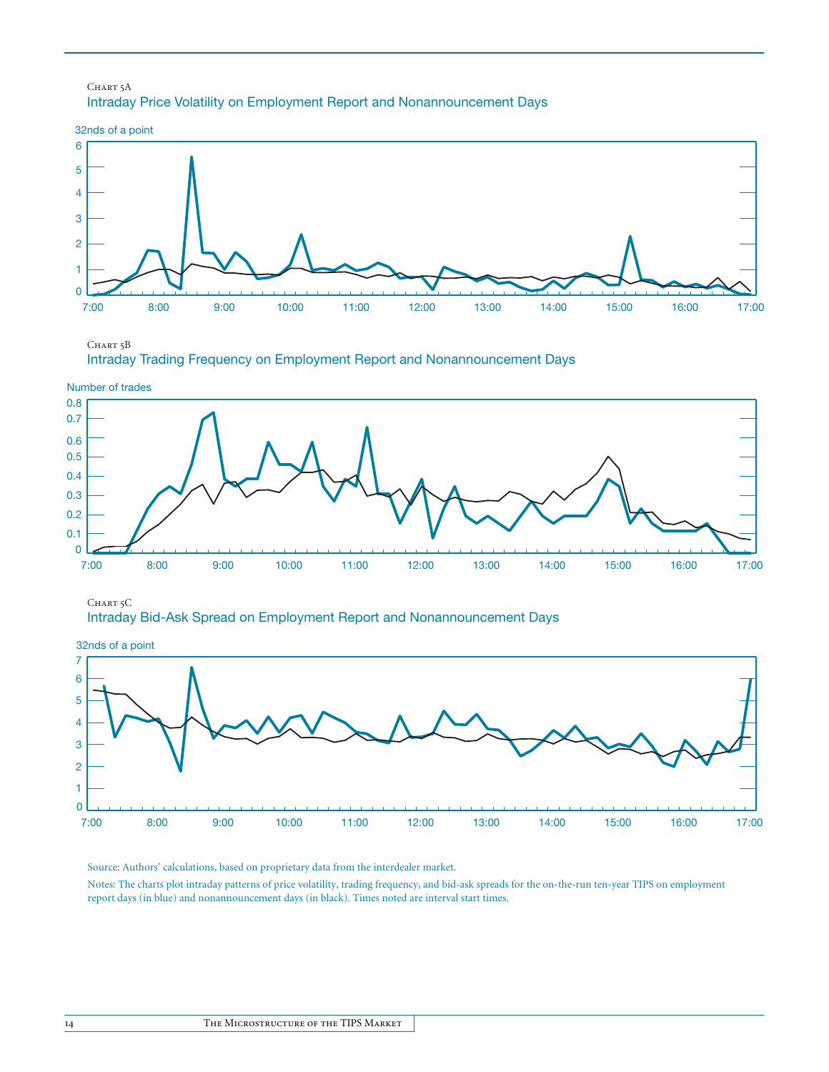Chart 5A

Intraday Price Volatility on Employment Report and Nonannouncement Days

Chart 5B

Intraday Trading Frequency on Employment Report and Nonannouncement Days

Chart 5C

Intraday Bid-Ask Spread on Employment Report and Nonannouncement Days

Source: Authors' calculations, based on proprietary data from the interdealer market.

Notes: The charts plot intraday patterns of price volatility, trading frequency, and bid-ask spreads for the on-the-run ten-year TIPS on employment report days (in blue) and nonannouncement days (in black). Times noted are interval start times.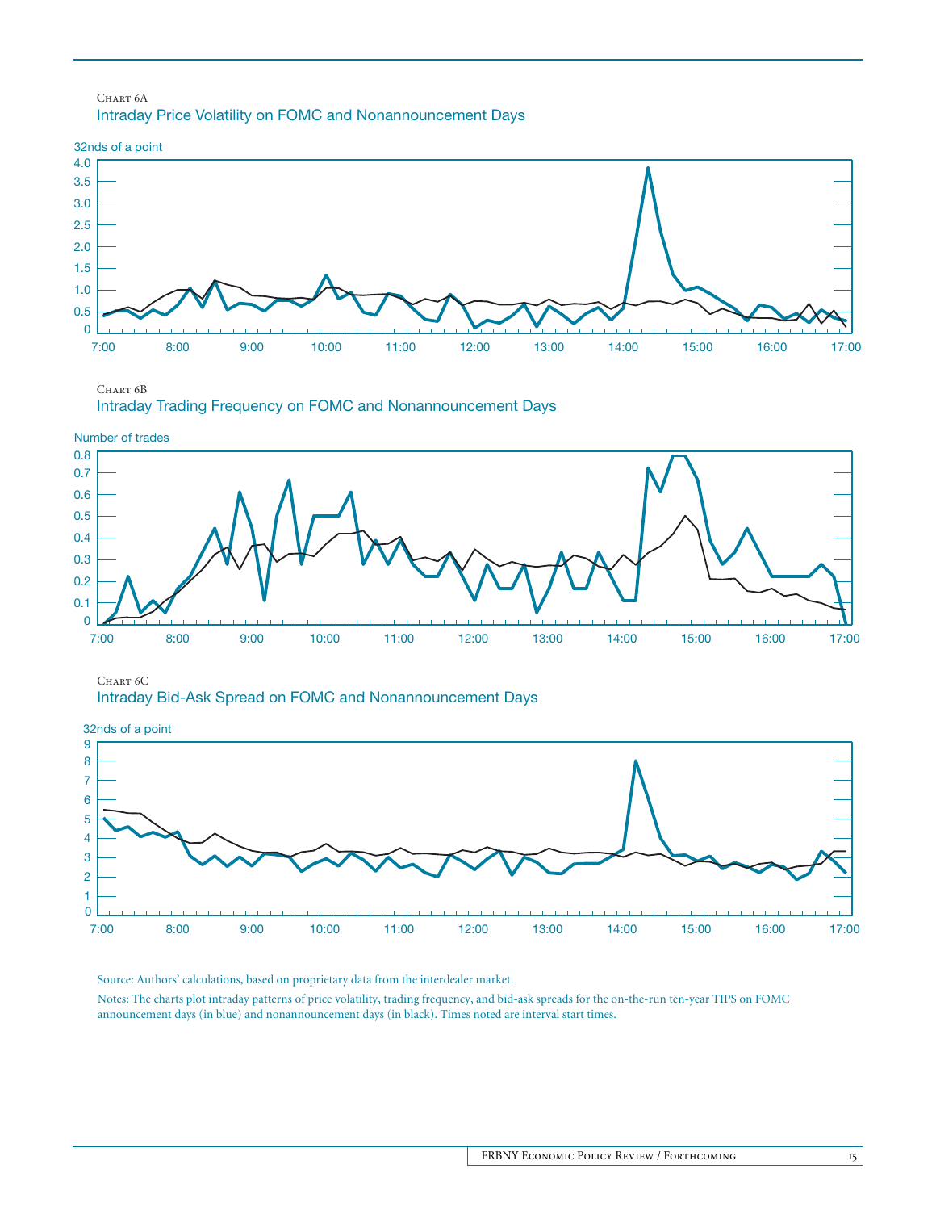Chart 6A

Intraday Price Volatility on FOMC and Nonannouncement Days

Chart 6B

Intraday Trading Frequency on FOMC and Nonannouncement Days

Chart 6C

Intraday Bid-Ask Spread on FOMC and Nonannouncement Days

Source: Authors' calculations, based on proprietary data from the interdealer market.

Notes: The charts plot intraday patterns of price volatility, trading frequency, and bid-ask spreads for the on-the-run ten-year TIPS on FOMC announcement days (in blue) and nonannouncement days (in black). Times noted are interval start times.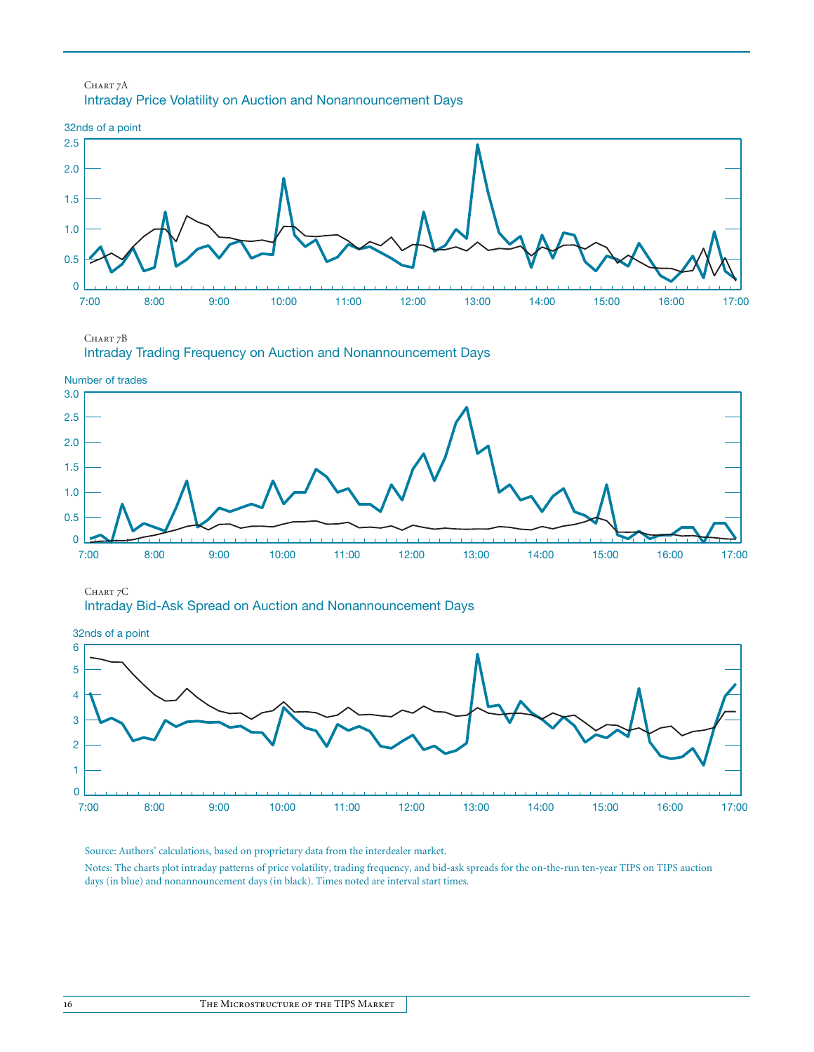Chart 7A

Intraday Price Volatility on Auction and Nonannouncement Days

Chart 7B

Intraday Trading Frequency on Auction and Nonannouncement Days

Chart 7C

Intraday Bid-Ask Spread on Auction and Nonannouncement Days

Source: Authors' calculations, based on proprietary data from the interdealer market.

Notes: The charts plot intraday patterns of price volatility, trading frequency, and bid-ask spreads for the on-the-run ten-year TIPS on TIPS auction days (in blue) and nonannouncement days (in black). Times noted are interval start times.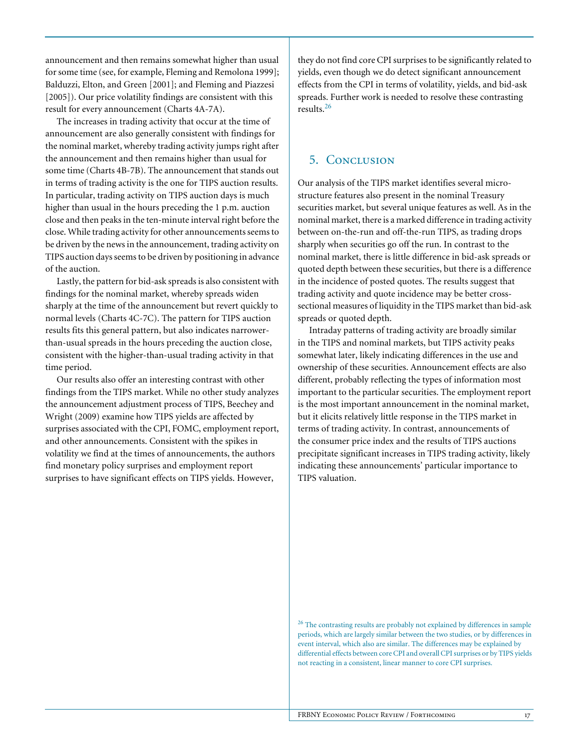announcement and then remains somewhat higher than usual for some time (see, for example, Fleming and Remolona 1999]; Balduzzi, Elton, and Green [2001]; and Fleming and Piazzesi [2005]). Our price volatility findings are consistent with this result for every announcement (Charts 4A-7A).

The increases in trading activity that occur at the time of announcement are also generally consistent with findings for the nominal market, whereby trading activity jumps right after the announcement and then remains higher than usual for some time (Charts 4B-7B). The announcement that stands out in terms of trading activity is the one for TIPS auction results. In particular, trading activity on TIPS auction days is much higher than usual in the hours preceding the 1 p.m. auction close and then peaks in the ten-minute interval right before the close. While trading activity for other announcements seems to be driven by the news in the announcement, trading activity on TIPS auction days seems to be driven by positioning in advance of the auction.

Lastly, the pattern for bid-ask spreads is also consistent with findings for the nominal market, whereby spreads widen sharply at the time of the announcement but revert quickly to normal levels (Charts 4C-7C). The pattern for TIPS auction results fits this general pattern, but also indicates narrower-than-usual spreads in the hours preceding the auction close, consistent with the higher-than-usual trading activity in that time period.

Our results also offer an interesting contrast with other findings from the TIPS market. While no other study analyzes the announcement adjustment process of TIPS, Beechey and Wright (2009) examine how TIPS yields are affected by surprises associated with the CPI, FOMC, employment report, and other announcements. Consistent with the spikes in volatility we find at the times of announcements, the authors find monetary policy surprises and employment report surprises to have significant effects on TIPS yields. However, they do not find core CPI surprises to be significantly related to yields, even though we do detect significant announcement effects from the CPI in terms of volatility, yields, and bid-ask spreads. Further work is needed to resolve these contrasting results.[26]

## 5. Conclusion

Our analysis of the TIPS market identifies several microstructure features also present in the nominal Treasury securities market, but several unique features as well. As in the nominal market, there is a marked difference in trading activity between on-the-run and off-the-run TIPS, as trading drops sharply when securities go off the run. In contrast to the nominal market, there is little difference in bid-ask spreads or quoted depth between these securities, but there is a difference in the incidence of posted quotes. The results suggest that trading activity and quote incidence may be better cross-sectional measures of liquidity in the TIPS market than bid-ask spreads or quoted depth.

Intraday patterns of trading activity are broadly similar in the TIPS and nominal markets, but TIPS activity peaks somewhat later, likely indicating differences in the use and ownership of these securities. Announcement effects are also different, probably reflecting the types of information most important to the particular securities. The employment report is the most important announcement in the nominal market, but it elicits relatively little response in the TIPS market in terms of trading activity. In contrast, announcements of the consumer price index and the results of TIPS auctions precipitate significant increases in TIPS trading activity, likely indicating these announcements' particular importance to TIPS valuation.

[26] The contrasting results are probably not explained by differences in sample periods, which are largely similar between the two studies, or by differences in event interval, which also are similar. The differences may be explained by differential effects between core CPI and overall CPI surprises or by TIPS yields not reacting in a consistent, linear manner to core CPI surprises.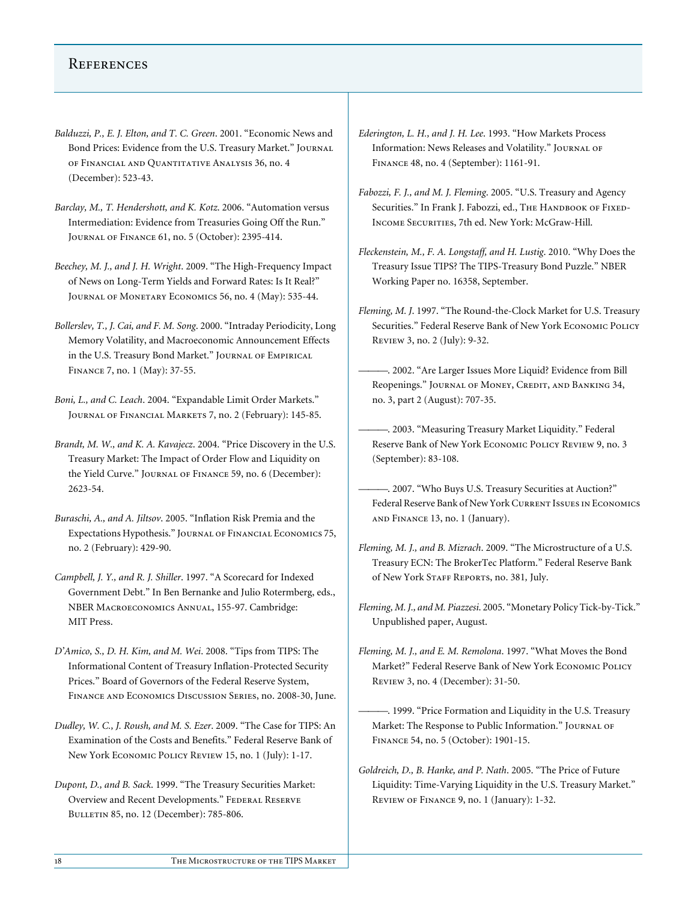## References

*Balduzzi, P., E. J. Elton, and T. C. Green*. 2001. "Economic News and Bond Prices: Evidence from the U.S. Treasury Market." Journal of Financial and Quantitative Analysis 36, no. 4 (December): 523-43.

*Barclay, M., T. Hendershott, and K. Kotz*. 2006. "Automation versus Intermediation: Evidence from Treasuries Going Off the Run." Journal of Finance 61, no. 5 (October): 2395-414.

*Beechey, M. J., and J. H. Wright*. 2009. "The High-Frequency Impact of News on Long-Term Yields and Forward Rates: Is It Real?" Journal of Monetary Economics 56, no. 4 (May): 535-44.

*Bollerslev, T., J. Cai, and F. M. Song*. 2000. "Intraday Periodicity, Long Memory Volatility, and Macroeconomic Announcement Effects in the U.S. Treasury Bond Market." Journal of Empirical Finance 7, no. 1 (May): 37-55.

*Boni, L., and C. Leach*. 2004. "Expandable Limit Order Markets." Journal of Financial Markets 7, no. 2 (February): 145-85.

*Brandt, M. W., and K. A. Kavajecz*. 2004. "Price Discovery in the U.S. Treasury Market: The Impact of Order Flow and Liquidity on the Yield Curve." Journal of Finance 59, no. 6 (December): 2623-54.

*Buraschi, A., and A. Jiltsov*. 2005. "Inflation Risk Premia and the Expectations Hypothesis." Journal of Financial Economics 75, no. 2 (February): 429-90.

*Campbell, J. Y., and R. J. Shiller*. 1997. "A Scorecard for Indexed Government Debt." In Ben Bernanke and Julio Rotermberg, eds., NBER Macroeconomics Annual, 155-97. Cambridge: MIT Press.

*D'Amico, S., D. H. Kim, and M. Wei*. 2008. "Tips from TIPS: The Informational Content of Treasury Inflation-Protected Security Prices." Board of Governors of the Federal Reserve System, Finance and Economics Discussion Series, no. 2008-30, June.

*Dudley, W. C., J. Roush, and M. S. Ezer*. 2009. "The Case for TIPS: An Examination of the Costs and Benefits." Federal Reserve Bank of New York Economic Policy Review 15, no. 1 (July): 1-17.

*Dupont, D., and B. Sack*. 1999. "The Treasury Securities Market: Overview and Recent Developments." Federal Reserve Bulletin 85, no. 12 (December): 785-806.

*Ederington, L. H., and J. H. Lee*. 1993. "How Markets Process Information: News Releases and Volatility." Journal of Finance 48, no. 4 (September): 1161-91.

*Fabozzi, F. J., and M. J. Fleming*. 2005. "U.S. Treasury and Agency Securities." In Frank J. Fabozzi, ed., The Handbook of Fixed-Income Securities, 7th ed. New York: McGraw-Hill.

*Fleckenstein, M., F. A. Longstaff, and H. Lustig*. 2010. "Why Does the Treasury Issue TIPS? The TIPS-Treasury Bond Puzzle." NBER Working Paper no. 16358, September.

*Fleming, M. J.* 1997. "The Round-the-Clock Market for U.S. Treasury Securities." Federal Reserve Bank of New York Economic Policy Review 3, no. 2 (July): 9-32.

———. 2002. "Are Larger Issues More Liquid? Evidence from Bill Reopenings." Journal of Money, Credit, and Banking 34, no. 3, part 2 (August): 707-35.

———. 2003. "Measuring Treasury Market Liquidity." Federal Reserve Bank of New York Economic Policy Review 9, no. 3 (September): 83-108.

———. 2007. "Who Buys U.S. Treasury Securities at Auction?" Federal Reserve Bank of New York Current Issues in Economics and Finance 13, no. 1 (January).

*Fleming, M. J., and B. Mizrach*. 2009. "The Microstructure of a U.S. Treasury ECN: The BrokerTec Platform." Federal Reserve Bank of New York Staff Reports, no. 381, July.

*Fleming, M. J., and M. Piazzesi*. 2005. "Monetary Policy Tick-by-Tick." Unpublished paper, August.

*Fleming, M. J., and E. M. Remolona*. 1997. "What Moves the Bond Market?" Federal Reserve Bank of New York Economic Policy Review 3, no. 4 (December): 31-50.

———. 1999. "Price Formation and Liquidity in the U.S. Treasury Market: The Response to Public Information." Journal of Finance 54, no. 5 (October): 1901-15.

*Goldreich, D., B. Hanke, and P. Nath*. 2005. "The Price of Future Liquidity: Time-Varying Liquidity in the U.S. Treasury Market." Review of Finance 9, no. 1 (January): 1-32.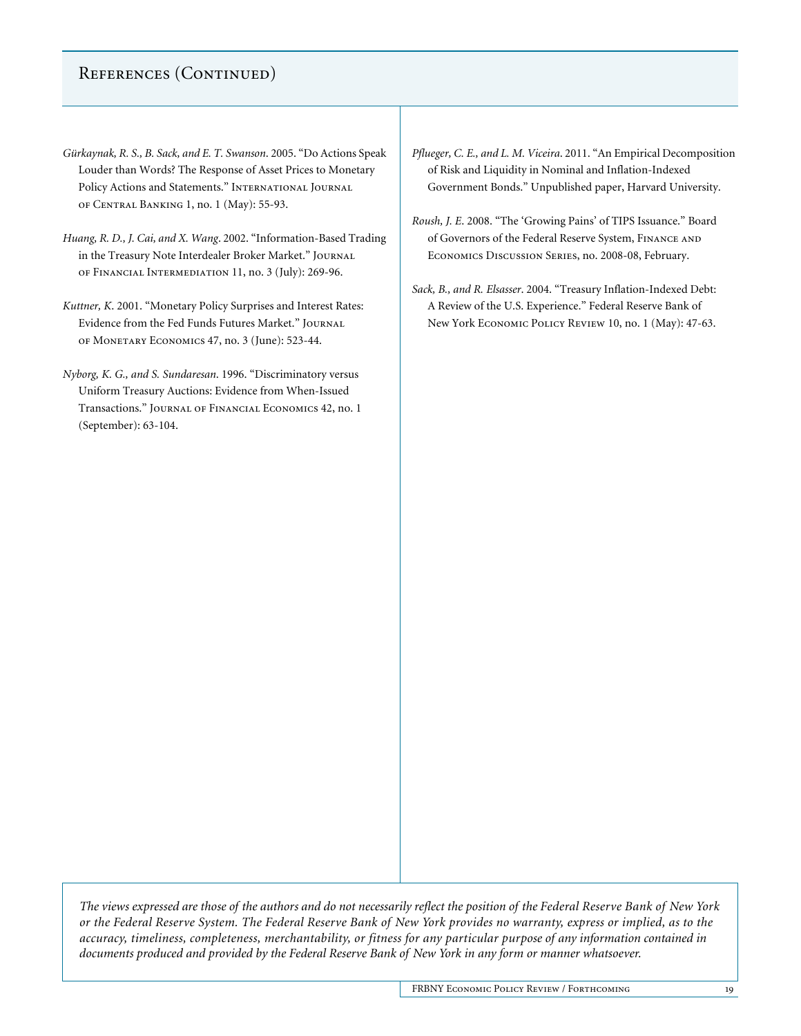## References (Continued)

*Gürkaynak, R. S., B. Sack, and E. T. Swanson*. 2005. "Do Actions Speak Louder than Words? The Response of Asset Prices to Monetary Policy Actions and Statements." International Journal of Central Banking 1, no. 1 (May): 55-93.

*Huang, R. D., J. Cai, and X. Wang*. 2002. "Information-Based Trading in the Treasury Note Interdealer Broker Market." Journal of Financial Intermediation 11, no. 3 (July): 269-96.

*Kuttner, K*. 2001. "Monetary Policy Surprises and Interest Rates: Evidence from the Fed Funds Futures Market." Journal of Monetary Economics 47, no. 3 (June): 523-44.

*Nyborg, K. G., and S. Sundaresan*. 1996. "Discriminatory versus Uniform Treasury Auctions: Evidence from When-Issued Transactions." Journal of Financial Economics 42, no. 1 (September): 63-104.

*Pflueger, C. E., and L. M. Viceira*. 2011. "An Empirical Decomposition of Risk and Liquidity in Nominal and Inflation-Indexed Government Bonds." Unpublished paper, Harvard University.

*Roush, J. E*. 2008. "The 'Growing Pains' of TIPS Issuance." Board of Governors of the Federal Reserve System, Finance and Economics Discussion Series, no. 2008-08, February.

*Sack, B., and R. Elsasser*. 2004. "Treasury Inflation-Indexed Debt: A Review of the U.S. Experience." Federal Reserve Bank of New York Economic Policy Review 10, no. 1 (May): 47-63.

*The views expressed are those of the authors and do not necessarily reflect the position of the Federal Reserve Bank of New York or the Federal Reserve System. The Federal Reserve Bank of New York provides no warranty, express or implied, as to the accuracy, timeliness, completeness, merchantability, or fitness for any particular purpose of any information contained in documents produced and provided by the Federal Reserve Bank of New York in any form or manner whatsoever.*